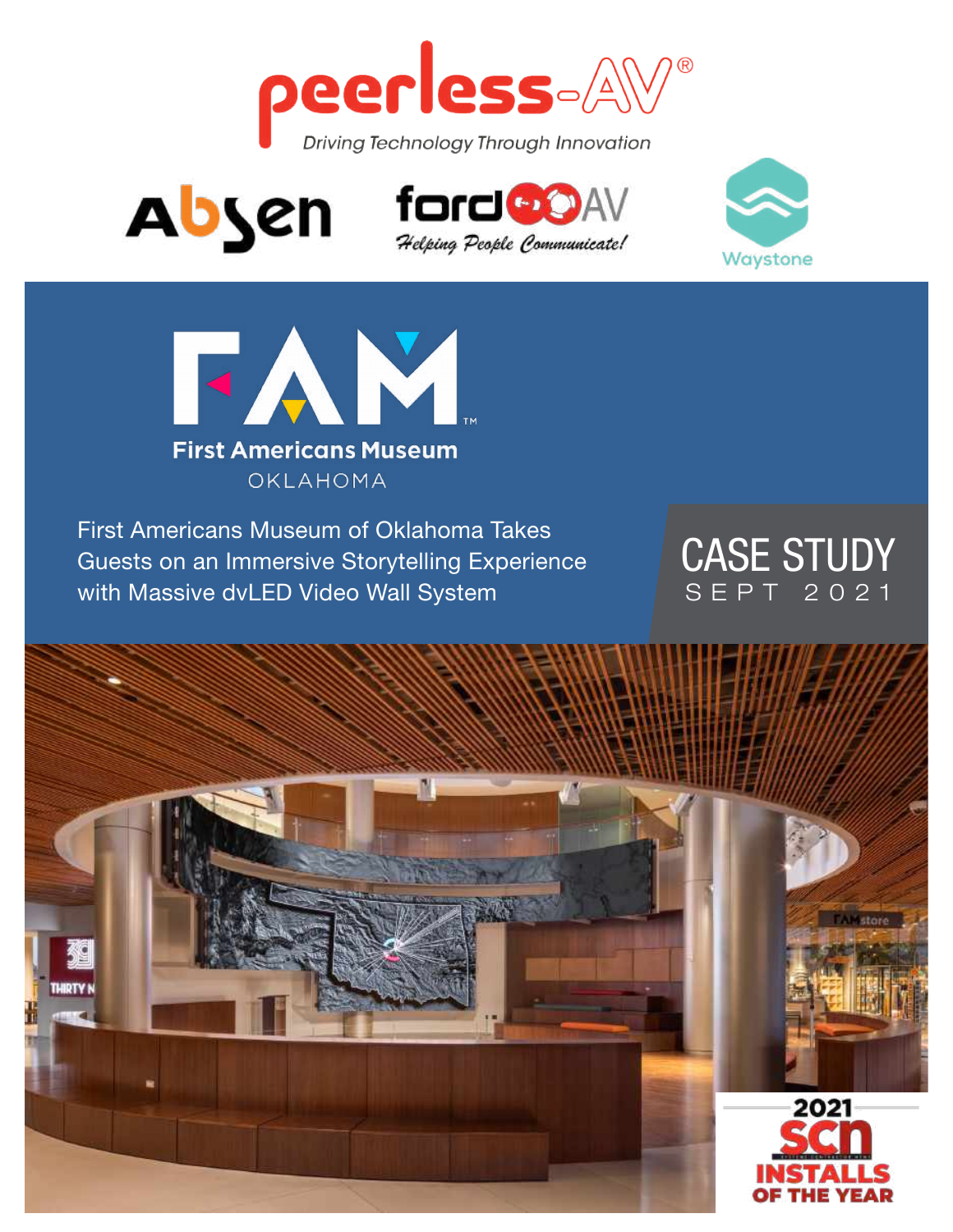peerless-AV®

*Driving Technology Through Innovation*

Absen

fordAV *Helping People Communicate!*

Waystone

FAM™

**First Americans Museum**

OKLAHOMA

# First Americans Museum of Oklahoma Takes Guests on an Immersive Storytelling Experience with Massive dvLED Video Wall System

CASE STUDY

SEPT 2021

2021 SCN INSTALLS OF THE YEAR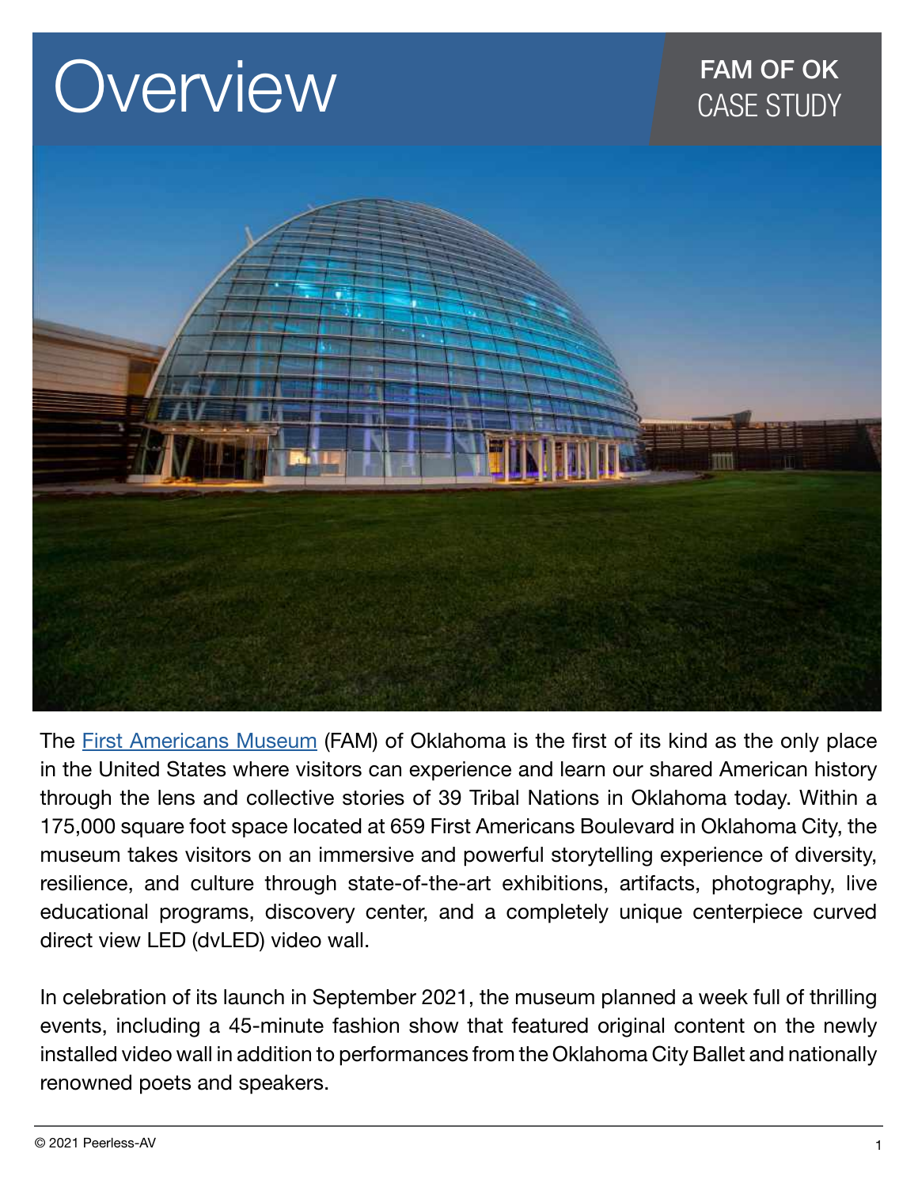# Overview

**FAM OF OK**
CASE STUDY

The [First Americans Museum](First Americans Museum) (FAM) of Oklahoma is the first of its kind as the only place in the United States where visitors can experience and learn our shared American history through the lens and collective stories of 39 Tribal Nations in Oklahoma today. Within a 175,000 square foot space located at 659 First Americans Boulevard in Oklahoma City, the museum takes visitors on an immersive and powerful storytelling experience of diversity, resilience, and culture through state-of-the-art exhibitions, artifacts, photography, live educational programs, discovery center, and a completely unique centerpiece curved direct view LED (dvLED) video wall.

In celebration of its launch in September 2021, the museum planned a week full of thrilling events, including a 45-minute fashion show that featured original content on the newly installed video wall in addition to performances from the Oklahoma City Ballet and nationally renowned poets and speakers.

© 2021 Peerless-AV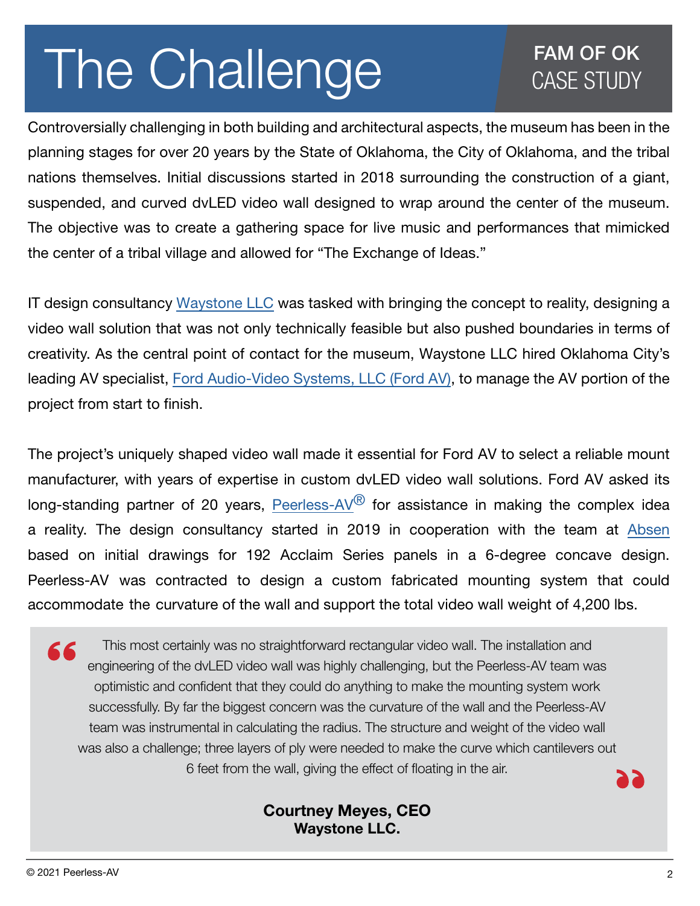# The Challenge

**FAM OF OK**
CASE STUDY

Controversially challenging in both building and architectural aspects, the museum has been in the planning stages for over 20 years by the State of Oklahoma, the City of Oklahoma, and the tribal nations themselves. Initial discussions started in 2018 surrounding the construction of a giant, suspended, and curved dvLED video wall designed to wrap around the center of the museum. The objective was to create a gathering space for live music and performances that mimicked the center of a tribal village and allowed for "The Exchange of Ideas."

IT design consultancy Waystone LLC was tasked with bringing the concept to reality, designing a video wall solution that was not only technically feasible but also pushed boundaries in terms of creativity. As the central point of contact for the museum, Waystone LLC hired Oklahoma City's leading AV specialist, Ford Audio-Video Systems, LLC (Ford AV), to manage the AV portion of the project from start to finish.

The project's uniquely shaped video wall made it essential for Ford AV to select a reliable mount manufacturer, with years of expertise in custom dvLED video wall solutions. Ford AV asked its long-standing partner of 20 years, Peerless-AV® for assistance in making the complex idea a reality. The design consultancy started in 2019 in cooperation with the team at Absen based on initial drawings for 192 Acclaim Series panels in a 6-degree concave design. Peerless-AV was contracted to design a custom fabricated mounting system that could accommodate the curvature of the wall and support the total video wall weight of 4,200 lbs.

> "This most certainly was no straightforward rectangular video wall. The installation and engineering of the dvLED video wall was highly challenging, but the Peerless-AV team was optimistic and confident that they could do anything to make the mounting system work successfully. By far the biggest concern was the curvature of the wall and the Peerless-AV team was instrumental in calculating the radius. The structure and weight of the video wall was also a challenge; three layers of ply were needed to make the curve which cantilevers out 6 feet from the wall, giving the effect of floating in the air."
>
> **Courtney Meyes, CEO**
> **Waystone LLC.**

© 2021 Peerless-AV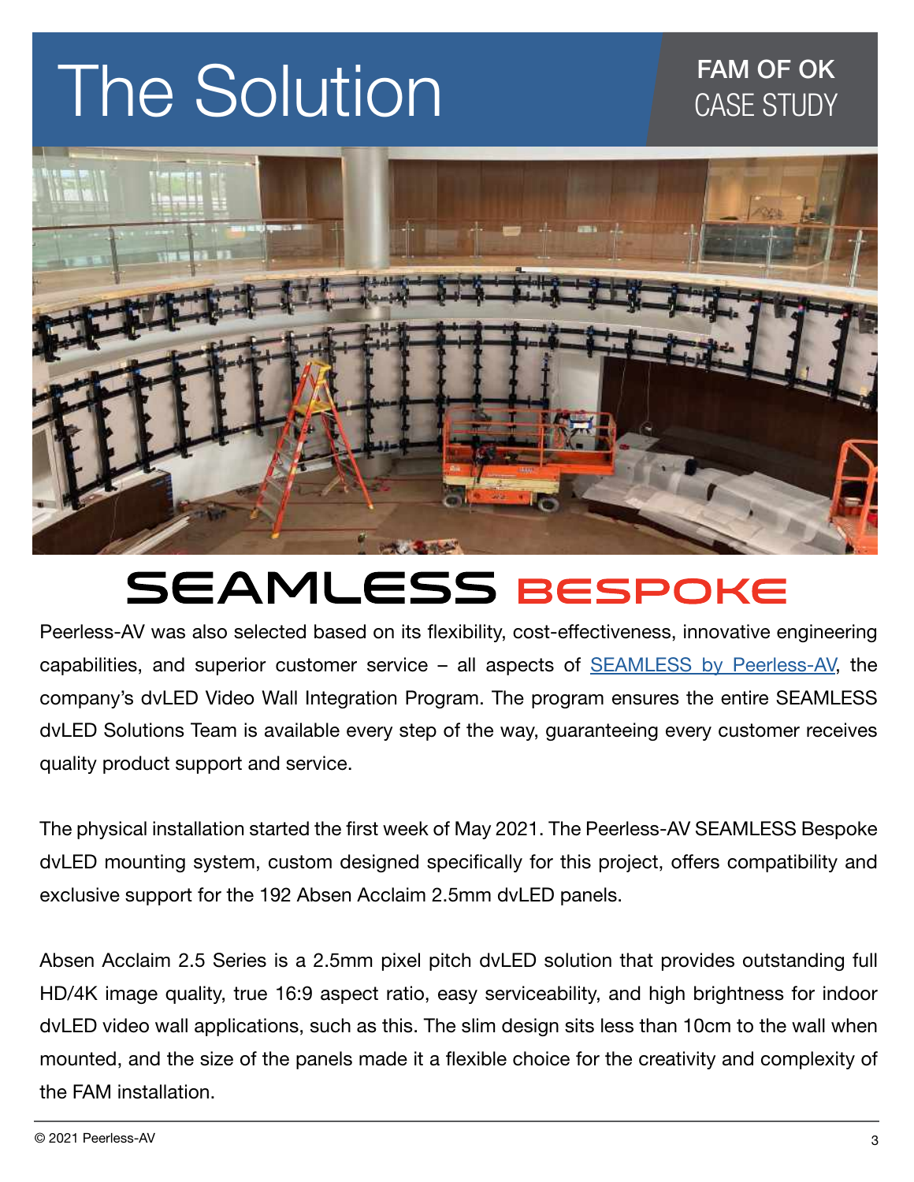# The Solution

FAM OF OK
CASE STUDY

## SEAMLESS BESPOKE

Peerless-AV was also selected based on its flexibility, cost-effectiveness, innovative engineering capabilities, and superior customer service – all aspects of [SEAMLESS by Peerless-AV](), the company's dvLED Video Wall Integration Program. The program ensures the entire SEAMLESS dvLED Solutions Team is available every step of the way, guaranteeing every customer receives quality product support and service.

The physical installation started the first week of May 2021. The Peerless-AV SEAMLESS Bespoke dvLED mounting system, custom designed specifically for this project, offers compatibility and exclusive support for the 192 Absen Acclaim 2.5mm dvLED panels.

Absen Acclaim 2.5 Series is a 2.5mm pixel pitch dvLED solution that provides outstanding full HD/4K image quality, true 16:9 aspect ratio, easy serviceability, and high brightness for indoor dvLED video wall applications, such as this. The slim design sits less than 10cm to the wall when mounted, and the size of the panels made it a flexible choice for the creativity and complexity of the FAM installation.

© 2021 Peerless-AV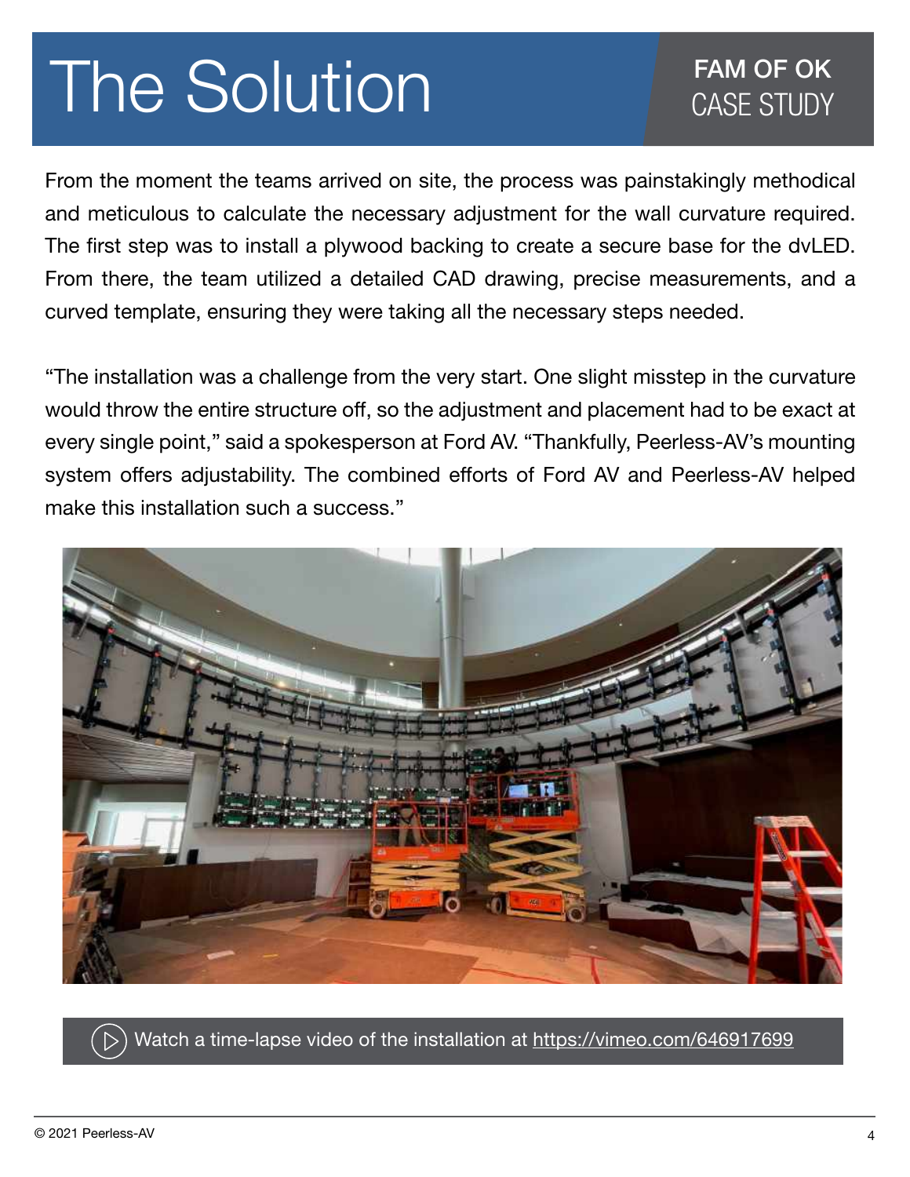# The Solution

**FAM OF OK**
CASE STUDY

From the moment the teams arrived on site, the process was painstakingly methodical and meticulous to calculate the necessary adjustment for the wall curvature required. The first step was to install a plywood backing to create a secure base for the dvLED. From there, the team utilized a detailed CAD drawing, precise measurements, and a curved template, ensuring they were taking all the necessary steps needed.

“The installation was a challenge from the very start. One slight misstep in the curvature would throw the entire structure off, so the adjustment and placement had to be exact at every single point,” said a spokesperson at Ford AV. “Thankfully, Peerless-AV’s mounting system offers adjustability. The combined efforts of Ford AV and Peerless-AV helped make this installation such a success.”

Watch a time-lapse video of the installation at https://vimeo.com/646917699

© 2021 Peerless-AV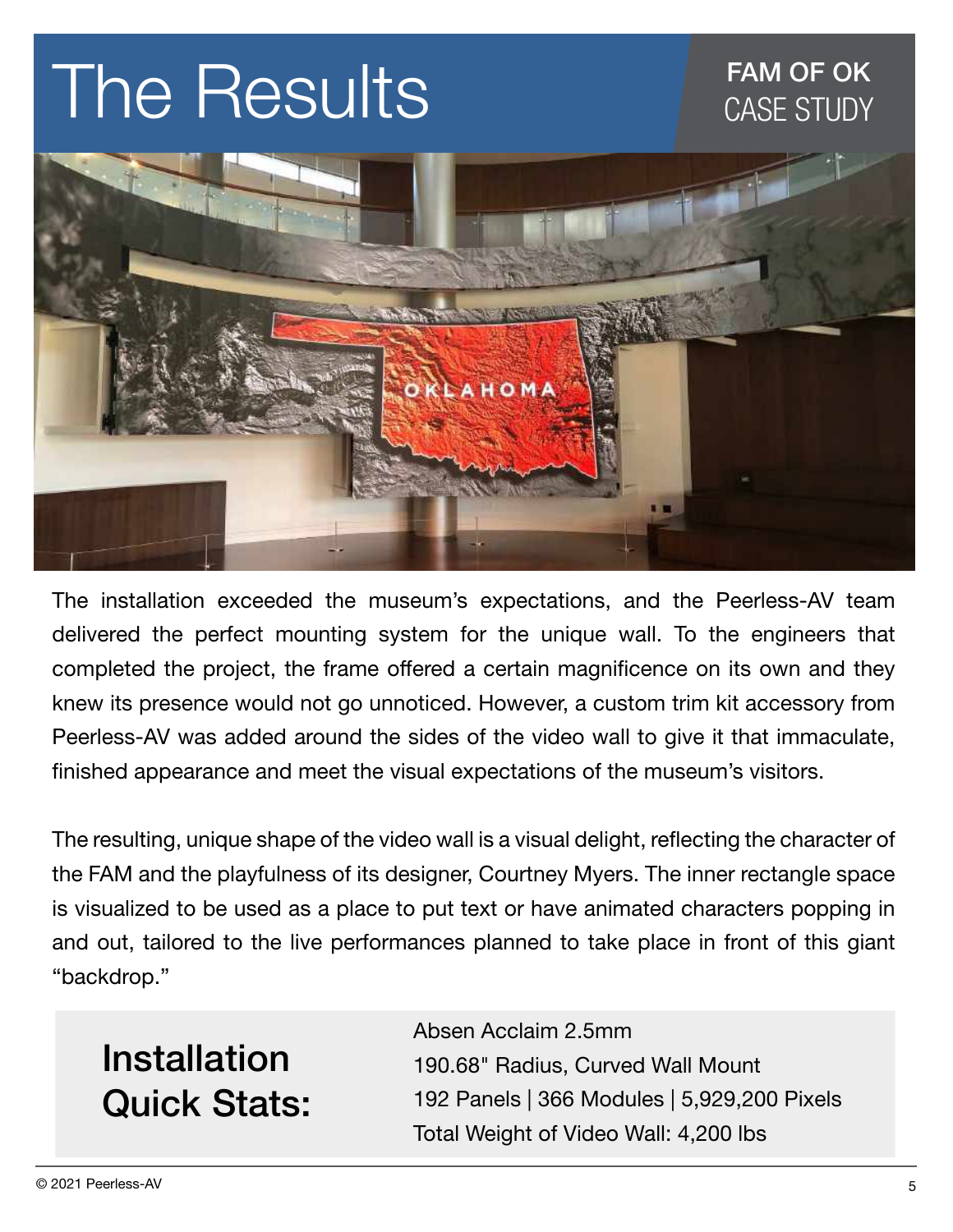# The Results

**FAM OF OK**
CASE STUDY

The installation exceeded the museum's expectations, and the Peerless-AV team delivered the perfect mounting system for the unique wall. To the engineers that completed the project, the frame offered a certain magnificence on its own and they knew its presence would not go unnoticed. However, a custom trim kit accessory from Peerless-AV was added around the sides of the video wall to give it that immaculate, finished appearance and meet the visual expectations of the museum's visitors.

The resulting, unique shape of the video wall is a visual delight, reflecting the character of the FAM and the playfulness of its designer, Courtney Myers. The inner rectangle space is visualized to be used as a place to put text or have animated characters popping in and out, tailored to the live performances planned to take place in front of this giant "backdrop."

## Installation Quick Stats:

Absen Acclaim 2.5mm
190.68" Radius, Curved Wall Mount
192 Panels | 366 Modules | 5,929,200 Pixels
Total Weight of Video Wall: 4,200 lbs

© 2021 Peerless-AV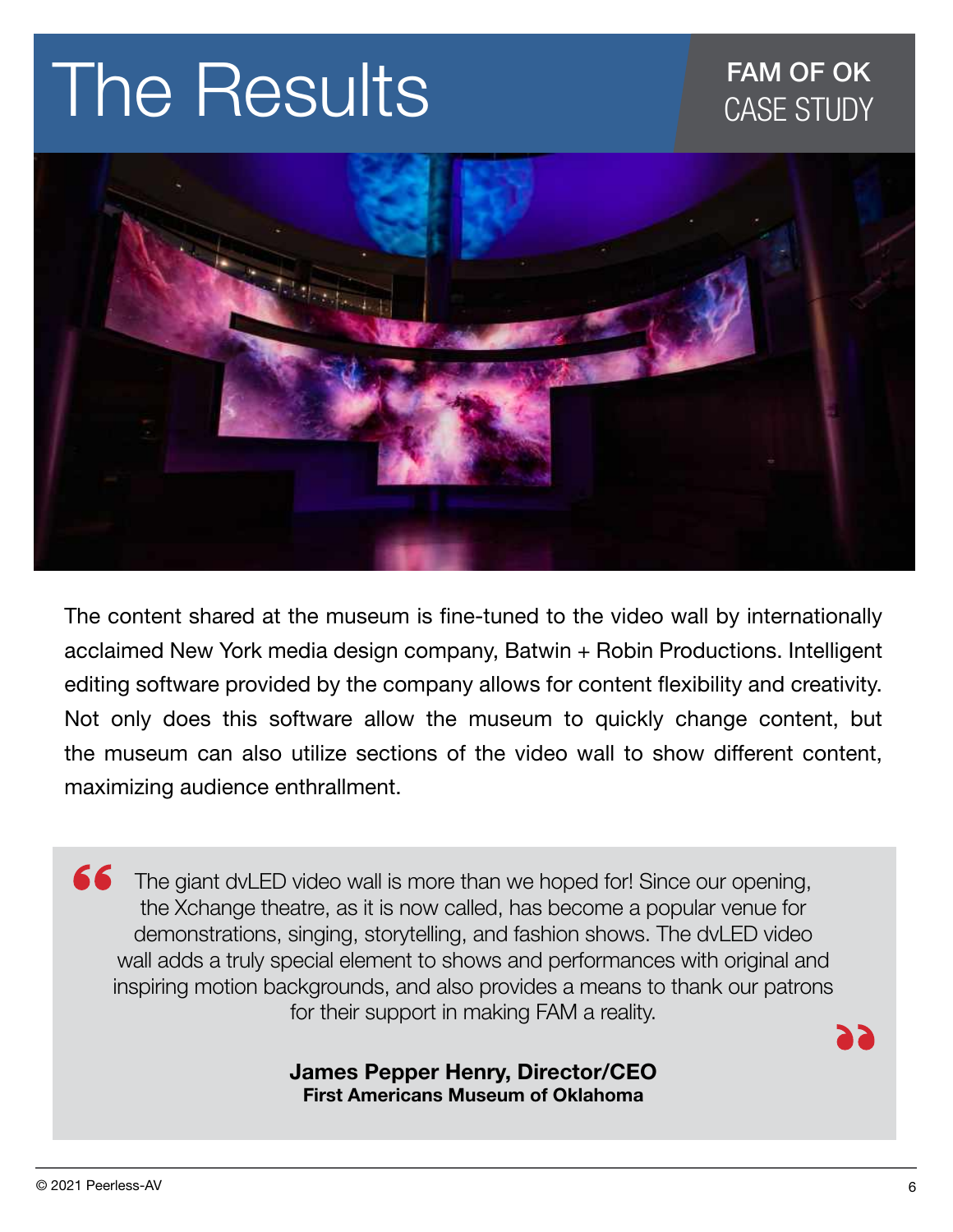# The Results

**FAM OF OK**
CASE STUDY

The content shared at the museum is fine-tuned to the video wall by internationally acclaimed New York media design company, Batwin + Robin Productions. Intelligent editing software provided by the company allows for content flexibility and creativity. Not only does this software allow the museum to quickly change content, but the museum can also utilize sections of the video wall to show different content, maximizing audience enthrallment.

> The giant dvLED video wall is more than we hoped for! Since our opening, the Xchange theatre, as it is now called, has become a popular venue for demonstrations, singing, storytelling, and fashion shows. The dvLED video wall adds a truly special element to shows and performances with original and inspiring motion backgrounds, and also provides a means to thank our patrons for their support in making FAM a reality.
>
> **James Pepper Henry, Director/CEO**
> **First Americans Museum of Oklahoma**

© 2021 Peerless-AV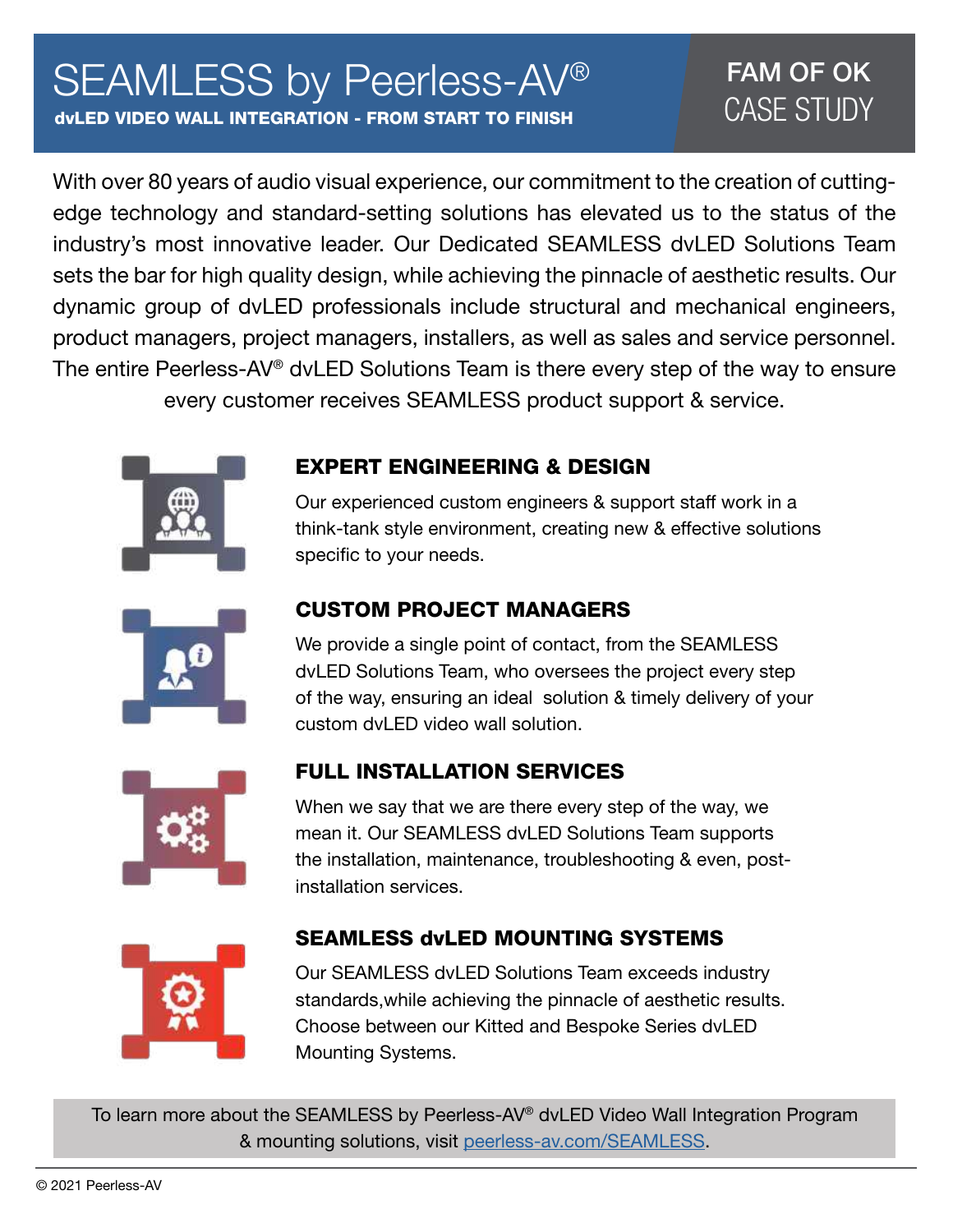# SEAMLESS by Peerless-AV®

**dvLED VIDEO WALL INTEGRATION - FROM START TO FINISH**

**FAM OF OK**
CASE STUDY

With over 80 years of audio visual experience, our commitment to the creation of cutting-edge technology and standard-setting solutions has elevated us to the status of the industry's most innovative leader. Our Dedicated SEAMLESS dvLED Solutions Team sets the bar for high quality design, while achieving the pinnacle of aesthetic results. Our dynamic group of dvLED professionals include structural and mechanical engineers, product managers, project managers, installers, as well as sales and service personnel. The entire Peerless-AV® dvLED Solutions Team is there every step of the way to ensure every customer receives SEAMLESS product support & service.

## EXPERT ENGINEERING & DESIGN

Our experienced custom engineers & support staff work in a think-tank style environment, creating new & effective solutions specific to your needs.

## CUSTOM PROJECT MANAGERS

We provide a single point of contact, from the SEAMLESS dvLED Solutions Team, who oversees the project every step of the way, ensuring an ideal solution & timely delivery of your custom dvLED video wall solution.

## FULL INSTALLATION SERVICES

When we say that we are there every step of the way, we mean it. Our SEAMLESS dvLED Solutions Team supports the installation, maintenance, troubleshooting & even, post-installation services.

## SEAMLESS dvLED MOUNTING SYSTEMS

Our SEAMLESS dvLED Solutions Team exceeds industry standards,while achieving the pinnacle of aesthetic results. Choose between our Kitted and Bespoke Series dvLED Mounting Systems.

To learn more about the SEAMLESS by Peerless-AV® dvLED Video Wall Integration Program & mounting solutions, visit peerless-av.com/SEAMLESS.

© 2021 Peerless-AV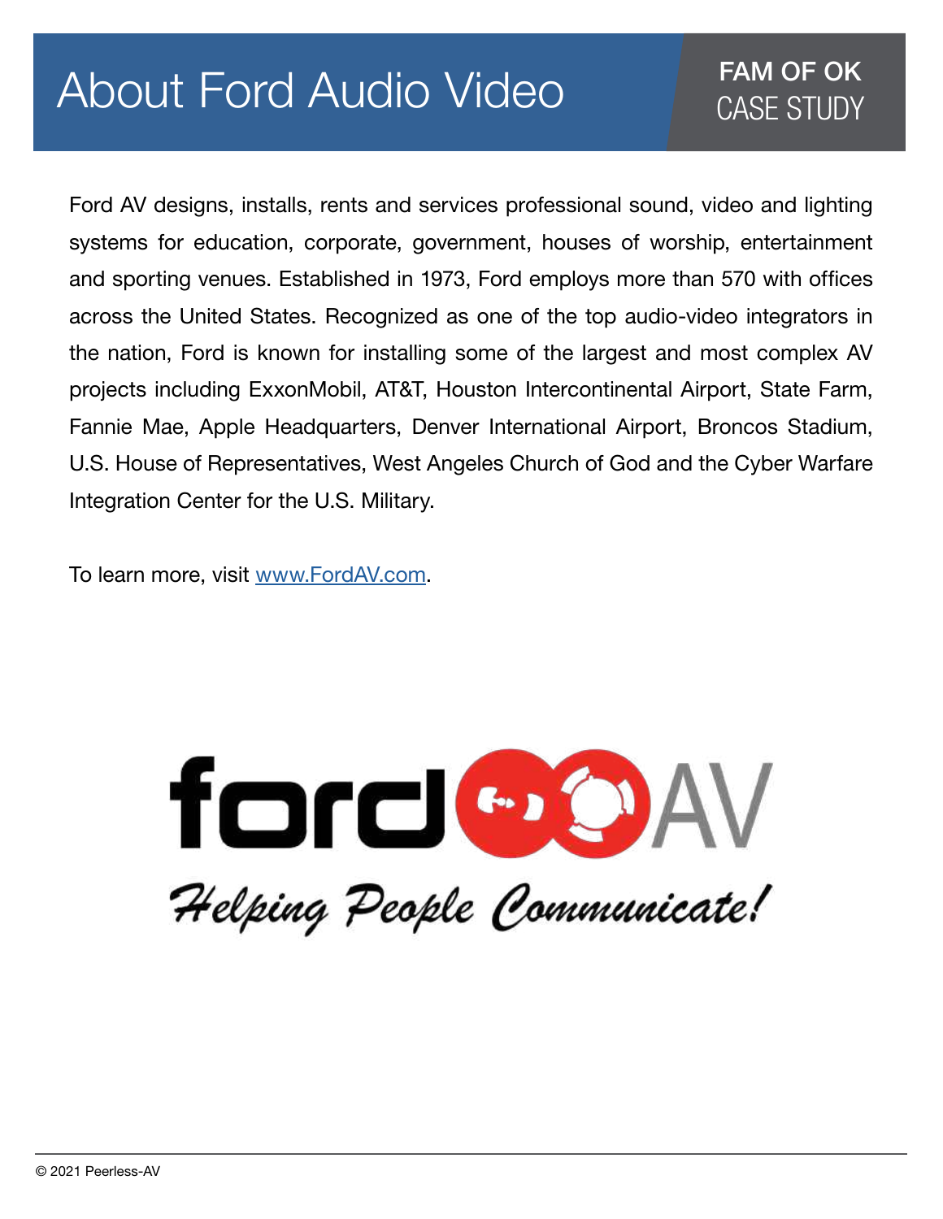# About Ford Audio Video

**FAM OF OK**
CASE STUDY

Ford AV designs, installs, rents and services professional sound, video and lighting systems for education, corporate, government, houses of worship, entertainment and sporting venues. Established in 1973, Ford employs more than 570 with offices across the United States. Recognized as one of the top audio-video integrators in the nation, Ford is known for installing some of the largest and most complex AV projects including ExxonMobil, AT&T, Houston Intercontinental Airport, State Farm, Fannie Mae, Apple Headquarters, Denver International Airport, Broncos Stadium, U.S. House of Representatives, West Angeles Church of God and the Cyber Warfare Integration Center for the U.S. Military.

To learn more, visit [www.FordAV.com](http://www.FordAV.com).

ford AV

*Helping People Communicate!*

© 2021 Peerless-AV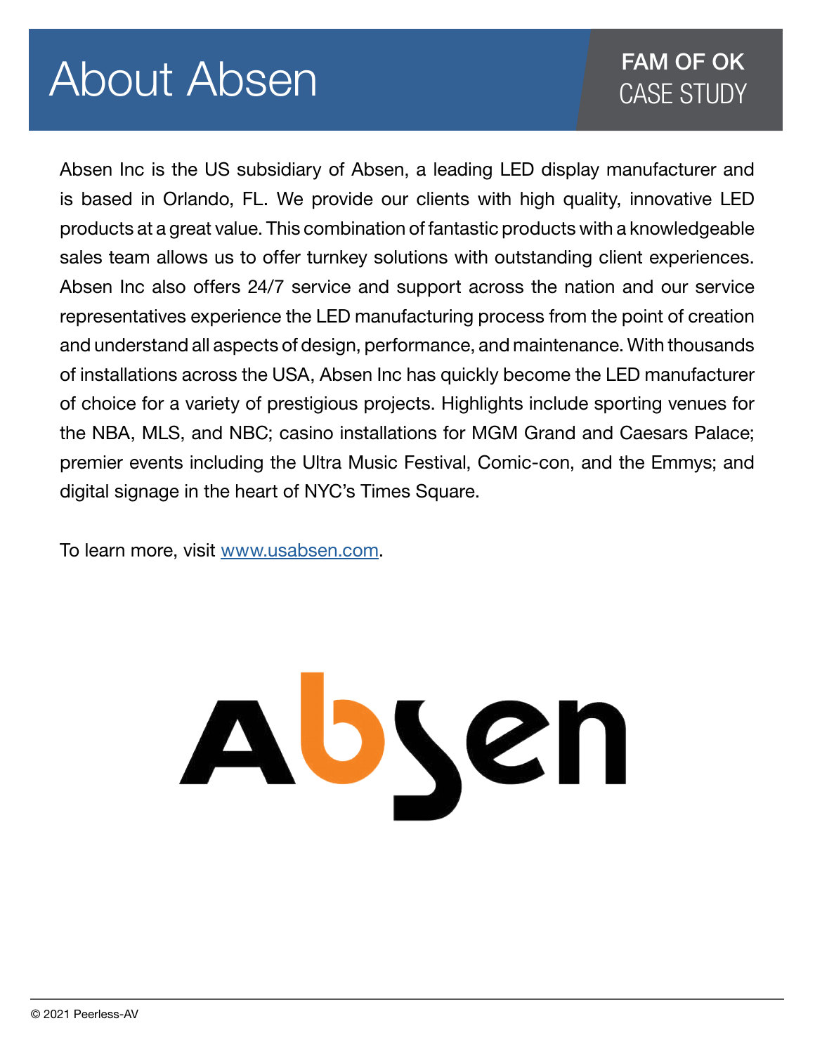# About Absen

FAM OF OK
CASE STUDY

Absen Inc is the US subsidiary of Absen, a leading LED display manufacturer and is based in Orlando, FL. We provide our clients with high quality, innovative LED products at a great value. This combination of fantastic products with a knowledgeable sales team allows us to offer turnkey solutions with outstanding client experiences. Absen Inc also offers 24/7 service and support across the nation and our service representatives experience the LED manufacturing process from the point of creation and understand all aspects of design, performance, and maintenance. With thousands of installations across the USA, Absen Inc has quickly become the LED manufacturer of choice for a variety of prestigious projects. Highlights include sporting venues for the NBA, MLS, and NBC; casino installations for MGM Grand and Caesars Palace; premier events including the Ultra Music Festival, Comic-con, and the Emmys; and digital signage in the heart of NYC's Times Square.

To learn more, visit [www.usabsen.com](http://www.usabsen.com).

Absen

© 2021 Peerless-AV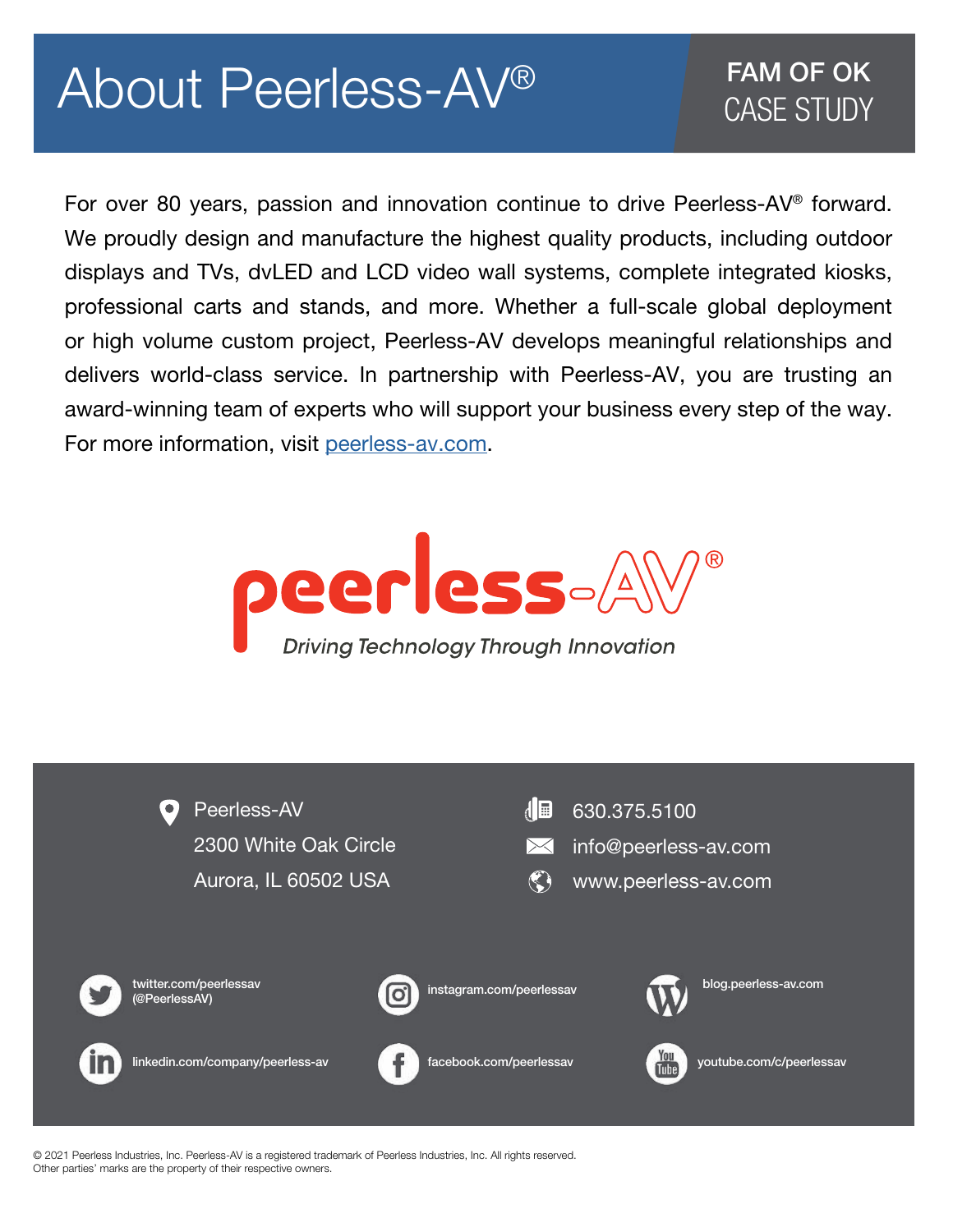# About Peerless-AV®

FAM OF OK CASE STUDY

For over 80 years, passion and innovation continue to drive Peerless-AV® forward. We proudly design and manufacture the highest quality products, including outdoor displays and TVs, dvLED and LCD video wall systems, complete integrated kiosks, professional carts and stands, and more. Whether a full-scale global deployment or high volume custom project, Peerless-AV develops meaningful relationships and delivers world-class service. In partnership with Peerless-AV, you are trusting an award-winning team of experts who will support your business every step of the way. For more information, visit [peerless-av.com](https://peerless-av.com).

peerless-AV®

*Driving Technology Through Innovation*

Peerless-AV
2300 White Oak Circle
Aurora, IL 60502 USA

630.375.5100
info@peerless-av.com
www.peerless-av.com

twitter.com/peerlessav (@PeerlessAV)
instagram.com/peerlessav
blog.peerless-av.com
linkedin.com/company/peerless-av
facebook.com/peerlessav
youtube.com/c/peerlessav

© 2021 Peerless Industries, Inc. Peerless-AV is a registered trademark of Peerless Industries, Inc. All rights reserved.
Other parties' marks are the property of their respective owners.